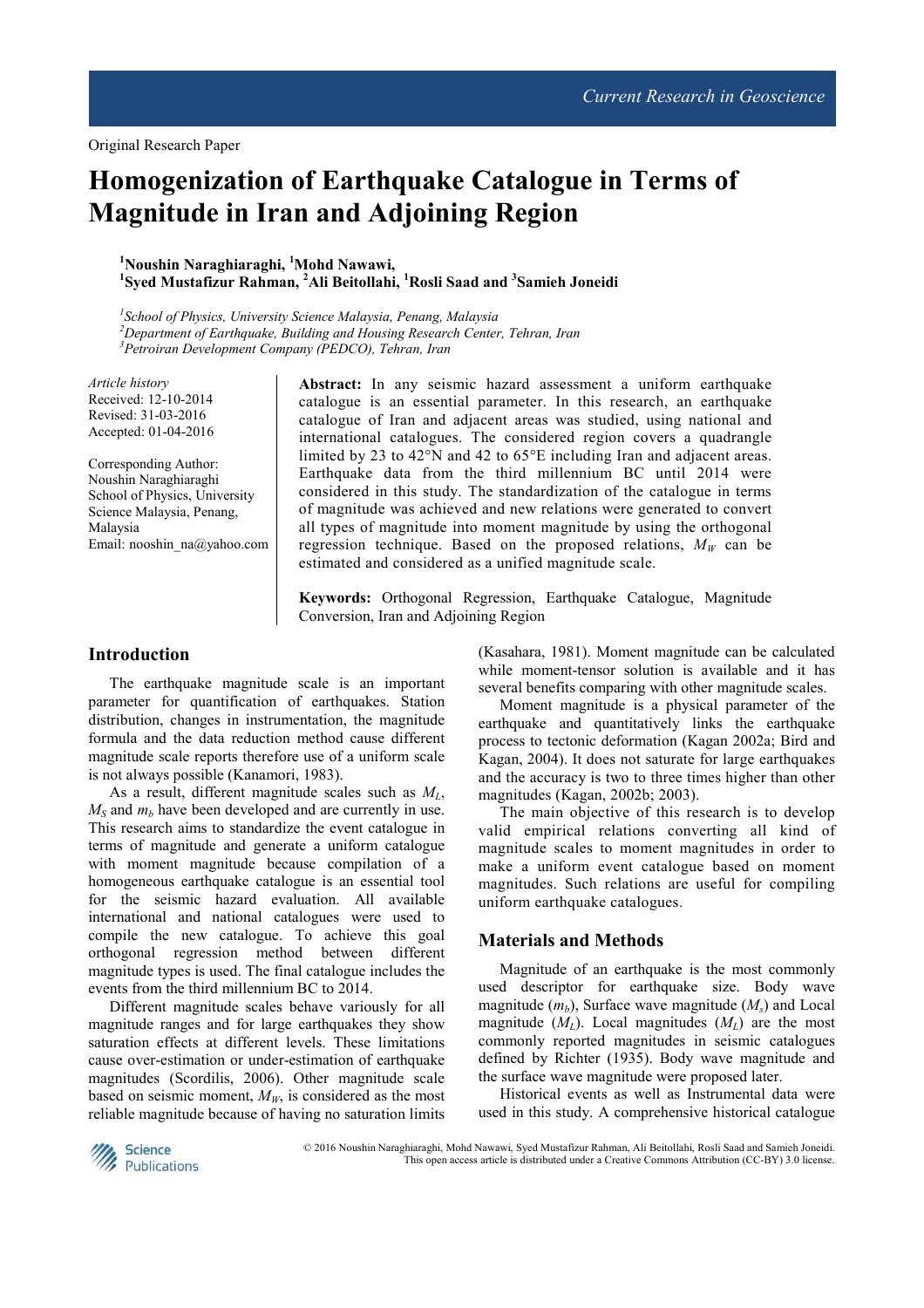Original Research Paper

# Homogenization of Earthquake Catalogue in Terms of Magnitude in Iran and Adjoining Region

[1]Noushin Naraghiaraghi, [1]Mohd Nawawi,
[1]Syed Mustafizur Rahman, [2]Ali Beitollahi, [1]Rosli Saad and [3]Samieh Joneidi

[1]*School of Physics, University Science Malaysia, Penang, Malaysia*
[2]*Department of Earthquake, Building and Housing Research Center, Tehran, Iran*
[3]*Petroiran Development Company (PEDCO), Tehran, Iran*

*Article history*
Received: 12-10-2014
Revised: 31-03-2016
Accepted: 01-04-2016

Corresponding Author:
Noushin Naraghiaraghi
School of Physics, University Science Malaysia, Penang, Malaysia
Email: nooshin_na@yahoo.com

**Abstract:** In any seismic hazard assessment a uniform earthquake catalogue is an essential parameter. In this research, an earthquake catalogue of Iran and adjacent areas was studied, using national and international catalogues. The considered region covers a quadrangle limited by 23 to 42°N and 42 to 65°E including Iran and adjacent areas. Earthquake data from the third millennium BC until 2014 were considered in this study. The standardization of the catalogue in terms of magnitude was achieved and new relations were generated to convert all types of magnitude into moment magnitude by using the orthogonal regression technique. Based on the proposed relations, $M_W$ can be estimated and considered as a unified magnitude scale.

**Keywords:** Orthogonal Regression, Earthquake Catalogue, Magnitude Conversion, Iran and Adjoining Region

## Introduction

The earthquake magnitude scale is an important parameter for quantification of earthquakes. Station distribution, changes in instrumentation, the magnitude formula and the data reduction method cause different magnitude scale reports therefore use of a uniform scale is not always possible (Kanamori, 1983).

As a result, different magnitude scales such as $M_L$, $M_S$ and $m_b$ have been developed and are currently in use. This research aims to standardize the event catalogue in terms of magnitude and generate a uniform catalogue with moment magnitude because compilation of a homogeneous earthquake catalogue is an essential tool for the seismic hazard evaluation. All available international and national catalogues were used to compile the new catalogue. To achieve this goal orthogonal regression method between different magnitude types is used. The final catalogue includes the events from the third millennium BC to 2014.

Different magnitude scales behave variously for all magnitude ranges and for large earthquakes they show saturation effects at different levels. These limitations cause over-estimation or under-estimation of earthquake magnitudes (Scordilis, 2006). Other magnitude scale based on seismic moment, $M_W$, is considered as the most reliable magnitude because of having no saturation limits (Kasahara, 1981). Moment magnitude can be calculated while moment-tensor solution is available and it has several benefits comparing with other magnitude scales.

Moment magnitude is a physical parameter of the earthquake and quantitatively links the earthquake process to tectonic deformation (Kagan 2002a; Bird and Kagan, 2004). It does not saturate for large earthquakes and the accuracy is two to three times higher than other magnitudes (Kagan, 2002b; 2003).

The main objective of this research is to develop valid empirical relations converting all kind of magnitude scales to moment magnitudes in order to make a uniform event catalogue based on moment magnitudes. Such relations are useful for compiling uniform earthquake catalogues.

## Materials and Methods

Magnitude of an earthquake is the most commonly used descriptor for earthquake size. Body wave magnitude ($m_b$), Surface wave magnitude ($M_s$) and Local magnitude ($M_L$). Local magnitudes ($M_L$) are the most commonly reported magnitudes in seismic catalogues defined by Richter (1935). Body wave magnitude and the surface wave magnitude were proposed later.

Historical events as well as Instrumental data were used in this study. A comprehensive historical catalogue

© 2016 Noushin Naraghiaraghi, Mohd Nawawi, Syed Mustafizur Rahman, Ali Beitollahi, Rosli Saad and Samieh Joneidi. This open access article is distributed under a Creative Commons Attribution (CC-BY) 3.0 license.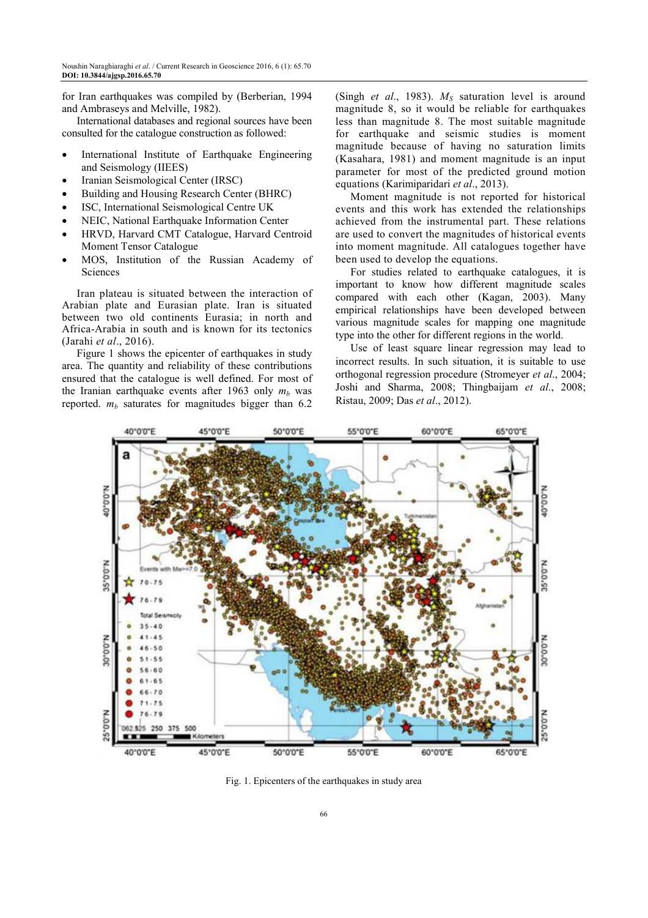for Iran earthquakes was compiled by (Berberian, 1994 and Ambraseys and Melville, 1982).

International databases and regional sources have been consulted for the catalogue construction as followed:

- International Institute of Earthquake Engineering and Seismology (IIEES)
- Iranian Seismological Center (IRSC)
- Building and Housing Research Center (BHRC)
- ISC, International Seismological Centre UK
- NEIC, National Earthquake Information Center
- HRVD, Harvard CMT Catalogue, Harvard Centroid Moment Tensor Catalogue
- MOS, Institution of the Russian Academy of Sciences

Iran plateau is situated between the interaction of Arabian plate and Eurasian plate. Iran is situated between two old continents Eurasia; in north and Africa-Arabia in south and is known for its tectonics (Jarahi *et al*., 2016).

Figure 1 shows the epicenter of earthquakes in study area. The quantity and reliability of these contributions ensured that the catalogue is well defined. For most of the Iranian earthquake events after 1963 only $m_b$ was reported. $m_b$ saturates for magnitudes bigger than 6.2 (Singh *et al*., 1983). $M_S$ saturation level is around magnitude 8, so it would be reliable for earthquakes less than magnitude 8. The most suitable magnitude for earthquake and seismic studies is moment magnitude because of having no saturation limits (Kasahara, 1981) and moment magnitude is an input parameter for most of the predicted ground motion equations (Karimiparidari *et al*., 2013).

Moment magnitude is not reported for historical events and this work has extended the relationships achieved from the instrumental part. These relations are used to convert the magnitudes of historical events into moment magnitude. All catalogues together have been used to develop the equations.

For studies related to earthquake catalogues, it is important to know how different magnitude scales compared with each other (Kagan, 2003). Many empirical relationships have been developed between various magnitude scales for mapping one magnitude type into the other for different regions in the world.

Use of least square linear regression may lead to incorrect results. In such situation, it is suitable to use orthogonal regression procedure (Stromeyer *et al*., 2004; Joshi and Sharma, 2008; Thingbaijam *et al*., 2008; Ristau, 2009; Das *et al*., 2012).

Fig. 1. Epicenters of the earthquakes in study area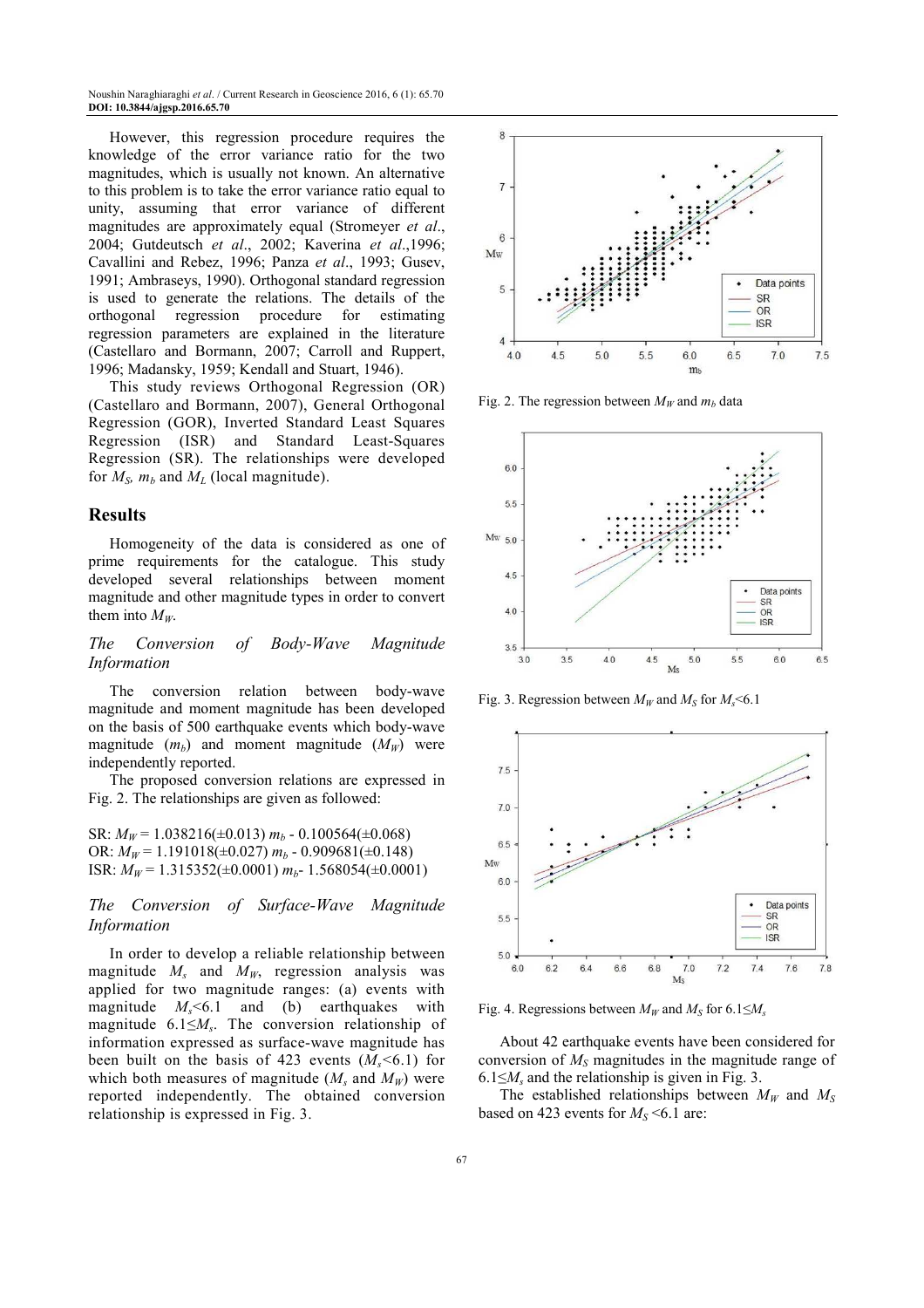However, this regression procedure requires the knowledge of the error variance ratio for the two magnitudes, which is usually not known. An alternative to this problem is to take the error variance ratio equal to unity, assuming that error variance of different magnitudes are approximately equal (Stromeyer *et al*., 2004; Gutdeutsch *et al*., 2002; Kaverina *et al*.,1996; Cavallini and Rebez, 1996; Panza *et al*., 1993; Gusev, 1991; Ambraseys, 1990). Orthogonal standard regression is used to generate the relations. The details of the orthogonal regression procedure for estimating regression parameters are explained in the literature (Castellaro and Bormann, 2007; Carroll and Ruppert, 1996; Madansky, 1959; Kendall and Stuart, 1946).

This study reviews Orthogonal Regression (OR) (Castellaro and Bormann, 2007), General Orthogonal Regression (GOR), Inverted Standard Least Squares Regression (ISR) and Standard Least-Squares Regression (SR). The relationships were developed for $M_S$, $m_b$ and $M_L$ (local magnitude).

## Results

Homogeneity of the data is considered as one of prime requirements for the catalogue. This study developed several relationships between moment magnitude and other magnitude types in order to convert them into $M_W$.

### *The Conversion of Body-Wave Magnitude Information*

The conversion relation between body-wave magnitude and moment magnitude has been developed on the basis of 500 earthquake events which body-wave magnitude ($m_b$) and moment magnitude ($M_W$) were independently reported.

The proposed conversion relations are expressed in Fig. 2. The relationships are given as followed:

SR: $M_W = 1.038216(\pm 0.013)\ m_b - 0.100564(\pm 0.068)$
OR: $M_W = 1.191018(\pm 0.027)\ m_b - 0.909681(\pm 0.148)$
ISR: $M_W = 1.315352(\pm 0.0001)\ m_b - 1.568054(\pm 0.0001)$

### *The Conversion of Surface-Wave Magnitude Information*

In order to develop a reliable relationship between magnitude $M_s$ and $M_W$, regression analysis was applied for two magnitude ranges: (a) events with magnitude $M_s$<6.1 and (b) earthquakes with magnitude $6.1 \leq M_s$. The conversion relationship of information expressed as surface-wave magnitude has been built on the basis of 423 events ($M_s$<6.1) for which both measures of magnitude ($M_s$ and $M_W$) were reported independently. The obtained conversion relationship is expressed in Fig. 3.

Fig. 2. The regression between $M_W$ and $m_b$ data

Fig. 3. Regression between $M_W$ and $M_S$ for $M_s$<6.1

Fig. 4. Regressions between $M_W$ and $M_S$ for $6.1 \leq M_s$

About 42 earthquake events have been considered for conversion of $M_S$ magnitudes in the magnitude range of $6.1 \leq M_s$ and the relationship is given in Fig. 3.

The established relationships between $M_W$ and $M_S$ based on 423 events for $M_S$ <6.1 are: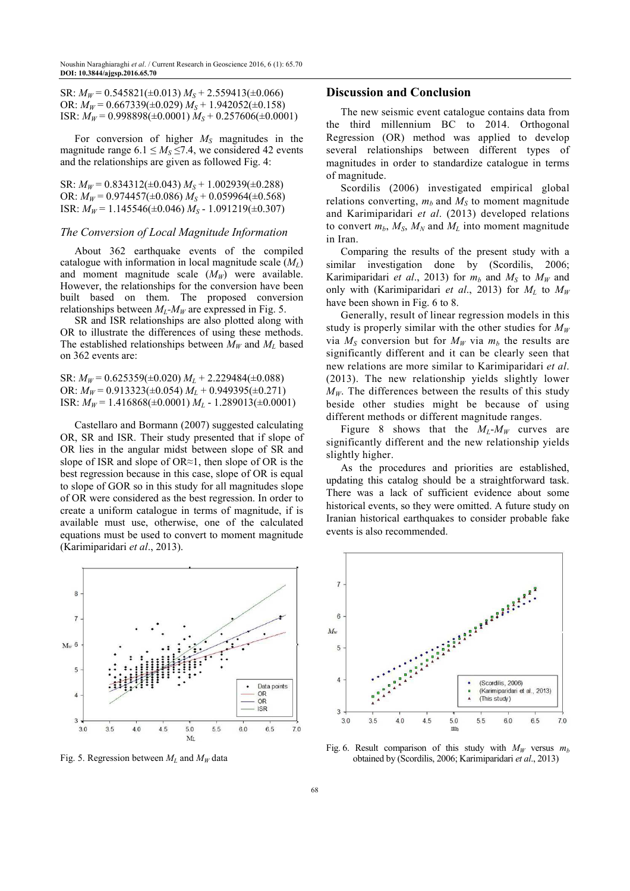SR: $M_W = 0.545821(\pm0.013)\ M_S + 2.559413(\pm0.066)$
OR: $M_W = 0.667339(\pm0.029)\ M_S + 1.942052(\pm0.158)$
ISR: $M_W = 0.998898(\pm0.0001)\ M_S + 0.257606(\pm0.0001)$

For conversion of higher $M_S$ magnitudes in the magnitude range $6.1 \leq M_S \leq 7.4$, we considered 42 events and the relationships are given as followed Fig. 4:

SR: $M_W = 0.834312(\pm0.043)\ M_S + 1.002939(\pm0.288)$
OR: $M_W = 0.974457(\pm0.086)\ M_S + 0.059964(\pm0.568)$
ISR: $M_W = 1.145546(\pm0.046)\ M_S - 1.091219(\pm0.307)$

### *The Conversion of Local Magnitude Information*

About 362 earthquake events of the compiled catalogue with information in local magnitude scale ($M_L$) and moment magnitude scale ($M_W$) were available. However, the relationships for the conversion have been built based on them. The proposed conversion relationships between $M_L$-$M_W$ are expressed in Fig. 5.

SR and ISR relationships are also plotted along with OR to illustrate the differences of using these methods. The established relationships between $M_W$ and $M_L$ based on 362 events are:

SR: $M_W = 0.625359(\pm0.020)\ M_L + 2.229484(\pm0.088)$
OR: $M_W = 0.913323(\pm0.054)\ M_L + 0.949395(\pm0.271)$
ISR: $M_W = 1.416868(\pm0.0001)\ M_L - 1.289013(\pm0.0001)$

Castellaro and Bormann (2007) suggested calculating OR, SR and ISR. Their study presented that if slope of OR lies in the angular midst between slope of SR and slope of ISR and slope of OR≈1, then slope of OR is the best regression because in this case, slope of OR is equal to slope of GOR so in this study for all magnitudes slope of OR were considered as the best regression. In order to create a uniform catalogue in terms of magnitude, if is available must use, otherwise, one of the calculated equations must be used to convert to moment magnitude (Karimiparidari *et al*., 2013).

Fig. 5. Regression between $M_L$ and $M_W$ data

## Discussion and Conclusion

The new seismic event catalogue contains data from the third millennium BC to 2014. Orthogonal Regression (OR) method was applied to develop several relationships between different types of magnitudes in order to standardize catalogue in terms of magnitude.

Scordilis (2006) investigated empirical global relations converting, $m_b$ and $M_S$ to moment magnitude and Karimiparidari *et al*. (2013) developed relations to convert $m_b$, $M_S$, $M_N$ and $M_L$ into moment magnitude in Iran.

Comparing the results of the present study with a similar investigation done by (Scordilis, 2006; Karimiparidari *et al*., 2013) for $m_b$ and $M_S$ to $M_W$ and only with (Karimiparidari *et al*., 2013) for $M_L$ to $M_W$ have been shown in Fig. 6 to 8.

Generally, result of linear regression models in this study is properly similar with the other studies for $M_W$ via $M_S$ conversion but for $M_W$ via $m_b$ the results are significantly different and it can be clearly seen that new relations are more similar to Karimiparidari *et al*. (2013). The new relationship yields slightly lower $M_W$. The differences between the results of this study beside other studies might be because of using different methods or different magnitude ranges.

Figure 8 shows that the $M_L$-$M_W$ curves are significantly different and the new relationship yields slightly higher.

As the procedures and priorities are established, updating this catalog should be a straightforward task. There was a lack of sufficient evidence about some historical events, so they were omitted. A future study on Iranian historical earthquakes to consider probable fake events is also recommended.

Fig. 6. Result comparison of this study with $M_W$ versus $m_b$ obtained by (Scordilis, 2006; Karimiparidari *et al*., 2013)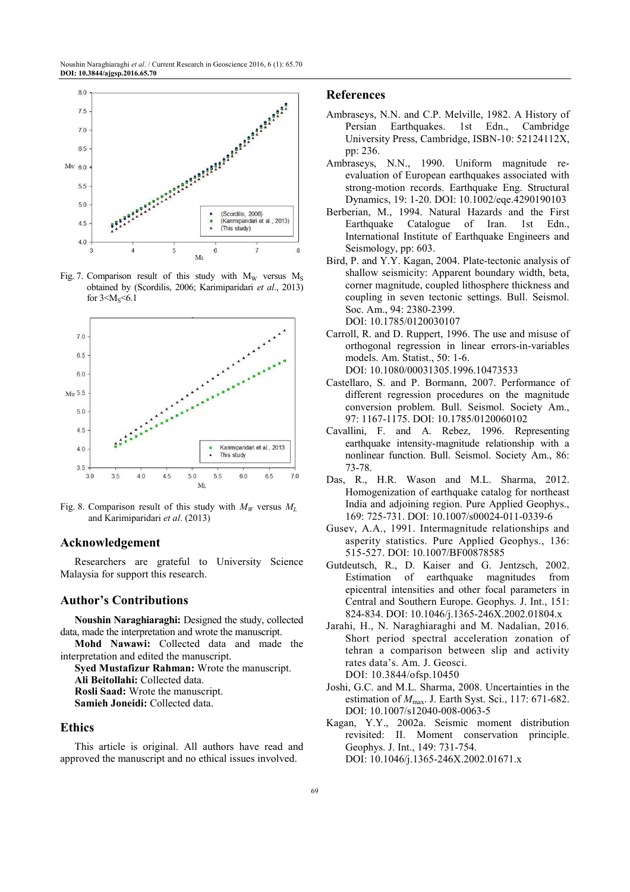Fig. 7. Comparison result of this study with $M_W$ versus $M_S$ obtained by (Scordilis, 2006; Karimiparidari *et al*., 2013) for $3<M_S<6.1$

Fig. 8. Comparison result of this study with $M_W$ versus $M_L$ and Karimiparidari *et al*. (2013)

## Acknowledgement

Researchers are grateful to University Science Malaysia for support this research.

## Author's Contributions

**Noushin Naraghiaraghi:** Designed the study, collected data, made the interpretation and wrote the manuscript.

**Mohd Nawawi:** Collected data and made the interpretation and edited the manuscript.

**Syed Mustafizur Rahman:** Wrote the manuscript.

**Ali Beitollahi:** Collected data.

**Rosli Saad:** Wrote the manuscript.

**Samieh Joneidi:** Collected data.

## Ethics

This article is original. All authors have read and approved the manuscript and no ethical issues involved.

## References

Ambraseys, N.N. and C.P. Melville, 1982. A History of Persian Earthquakes. 1st Edn., Cambridge University Press, Cambridge, ISBN-10: 52124112X, pp: 236.

Ambraseys, N.N., 1990. Uniform magnitude re-evaluation of European earthquakes associated with strong-motion records. Earthquake Eng. Structural Dynamics, 19: 1-20. DOI: 10.1002/eqe.4290190103

Berberian, M., 1994. Natural Hazards and the First Earthquake Catalogue of Iran. 1st Edn., International Institute of Earthquake Engineers and Seismology, pp: 603.

Bird, P. and Y.Y. Kagan, 2004. Plate-tectonic analysis of shallow seismicity: Apparent boundary width, beta, corner magnitude, coupled lithosphere thickness and coupling in seven tectonic settings. Bull. Seismol. Soc. Am., 94: 2380-2399. DOI: 10.1785/0120030107

Carroll, R. and D. Ruppert, 1996. The use and misuse of orthogonal regression in linear errors-in-variables models. Am. Statist., 50: 1-6. DOI: 10.1080/00031305.1996.10473533

Castellaro, S. and P. Bormann, 2007. Performance of different regression procedures on the magnitude conversion problem. Bull. Seismol. Society Am., 97: 1167-1175. DOI: 10.1785/0120060102

Cavallini, F. and A. Rebez, 1996. Representing earthquake intensity-magnitude relationship with a nonlinear function. Bull. Seismol. Society Am., 86: 73-78.

Das, R., H.R. Wason and M.L. Sharma, 2012. Homogenization of earthquake catalog for northeast India and adjoining region. Pure Applied Geophys., 169: 725-731. DOI: 10.1007/s00024-011-0339-6

Gusev, A.A., 1991. Intermagnitude relationships and asperity statistics. Pure Applied Geophys., 136: 515-527. DOI: 10.1007/BF00878585

Gutdeutsch, R., D. Kaiser and G. Jentzsch, 2002. Estimation of earthquake magnitudes from epicentral intensities and other focal parameters in Central and Southern Europe. Geophys. J. Int., 151: 824-834. DOI: 10.1046/j.1365-246X.2002.01804.x

Jarahi, H., N. Naraghiaraghi and M. Nadalian, 2016. Short period spectral acceleration zonation of tehran a comparison between slip and activity rates data's. Am. J. Geosci. DOI: 10.3844/ofsp.10450

Joshi, G.C. and M.L. Sharma, 2008. Uncertainties in the estimation of $M_{max}$. J. Earth Syst. Sci., 117: 671-682. DOI: 10.1007/s12040-008-0063-5

Kagan, Y.Y., 2002a. Seismic moment distribution revisited: II. Moment conservation principle. Geophys. J. Int., 149: 731-754. DOI: 10.1046/j.1365-246X.2002.01671.x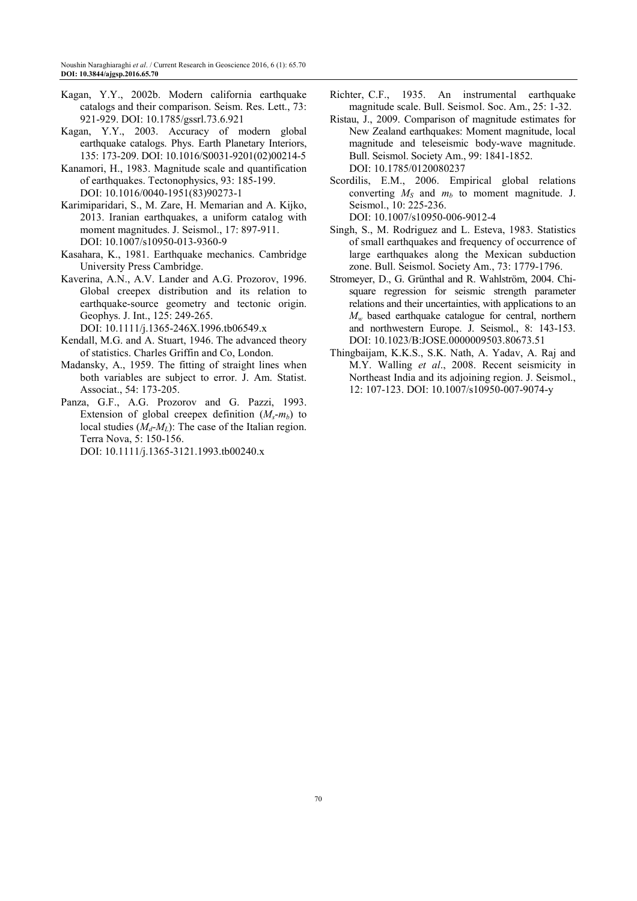Kagan, Y.Y., 2002b. Modern california earthquake catalogs and their comparison. Seism. Res. Lett., 73: 921-929. DOI: 10.1785/gssrl.73.6.921

Kagan, Y.Y., 2003. Accuracy of modern global earthquake catalogs. Phys. Earth Planetary Interiors, 135: 173-209. DOI: 10.1016/S0031-9201(02)00214-5

Kanamori, H., 1983. Magnitude scale and quantification of earthquakes. Tectonophysics, 93: 185-199. DOI: 10.1016/0040-1951(83)90273-1

Karimiparidari, S., M. Zare, H. Memarian and A. Kijko, 2013. Iranian earthquakes, a uniform catalog with moment magnitudes. J. Seismol., 17: 897-911. DOI: 10.1007/s10950-013-9360-9

Kasahara, K., 1981. Earthquake mechanics. Cambridge University Press Cambridge.

Kaverina, A.N., A.V. Lander and A.G. Prozorov, 1996. Global creepex distribution and its relation to earthquake-source geometry and tectonic origin. Geophys. J. Int., 125: 249-265. DOI: 10.1111/j.1365-246X.1996.tb06549.x

Kendall, M.G. and A. Stuart, 1946. The advanced theory of statistics. Charles Griffin and Co, London.

Madansky, A., 1959. The fitting of straight lines when both variables are subject to error. J. Am. Statist. Associat., 54: 173-205.

Panza, G.F., A.G. Prozorov and G. Pazzi, 1993. Extension of global creepex definition ($M_s$-$m_b$) to local studies ($M_d$-$M_L$): The case of the Italian region. Terra Nova, 5: 150-156. DOI: 10.1111/j.1365-3121.1993.tb00240.x

Richter, C.F., 1935. An instrumental earthquake magnitude scale. Bull. Seismol. Soc. Am., 25: 1-32.

Ristau, J., 2009. Comparison of magnitude estimates for New Zealand earthquakes: Moment magnitude, local magnitude and teleseismic body-wave magnitude. Bull. Seismol. Society Am., 99: 1841-1852. DOI: 10.1785/0120080237

Scordilis, E.M., 2006. Empirical global relations converting $M_S$ and $m_b$ to moment magnitude. J. Seismol., 10: 225-236. DOI: 10.1007/s10950-006-9012-4

Singh, S., M. Rodriguez and L. Esteva, 1983. Statistics of small earthquakes and frequency of occurrence of large earthquakes along the Mexican subduction zone. Bull. Seismol. Society Am., 73: 1779-1796.

Stromeyer, D., G. Grünthal and R. Wahlström, 2004. Chi-square regression for seismic strength parameter relations and their uncertainties, with applications to an $M_w$ based earthquake catalogue for central, northern and northwestern Europe. J. Seismol., 8: 143-153. DOI: 10.1023/B:JOSE.0000009503.80673.51

Thingbaijam, K.K.S., S.K. Nath, A. Yadav, A. Raj and M.Y. Walling *et al*., 2008. Recent seismicity in Northeast India and its adjoining region. J. Seismol., 12: 107-123. DOI: 10.1007/s10950-007-9074-y